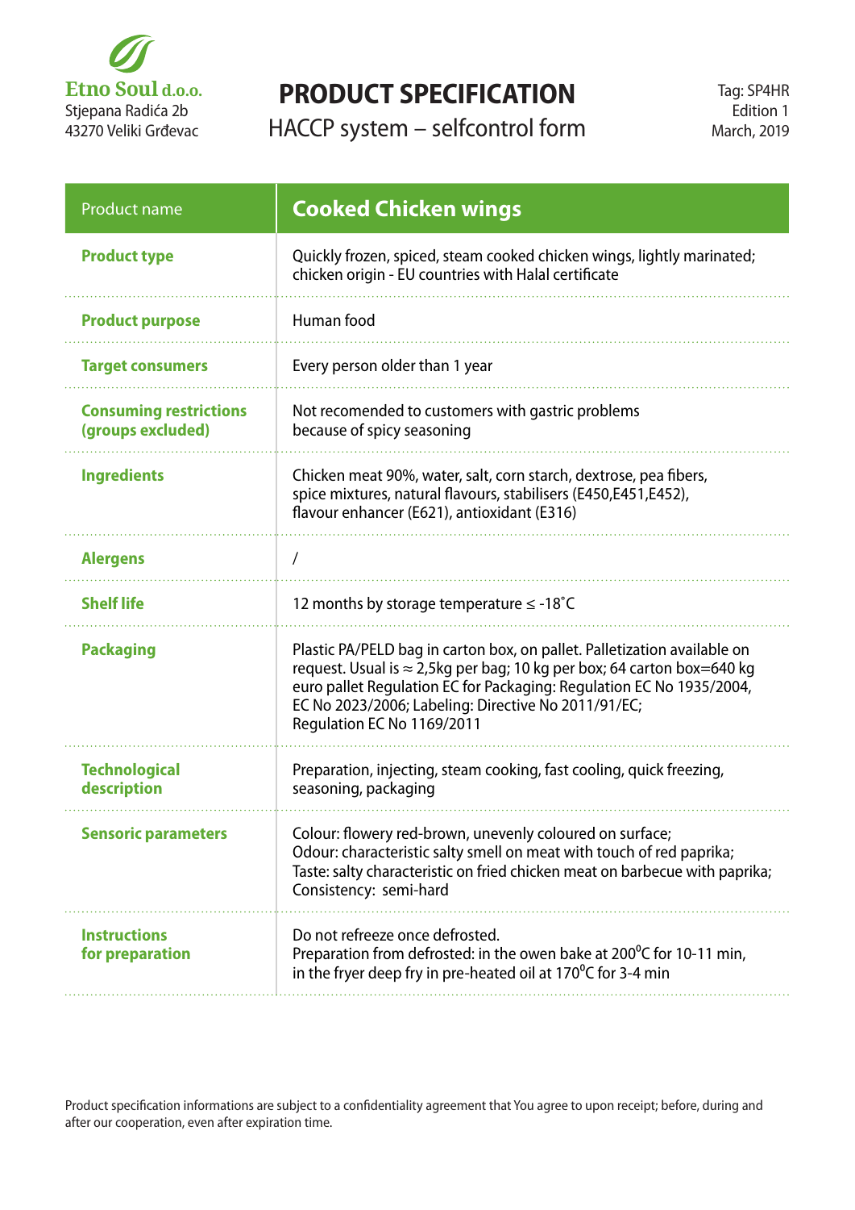**Etno Soul d.o.o.**
Stjepana Radića 2b
43270 Veliki Grđevac

# PRODUCT SPECIFICATION

## HACCP system – selfcontrol form

Tag: SP4HR
Edition 1
March, 2019

| Product name | **Cooked Chicken wings** |
|---|---|
| **Product type** | Quickly frozen, spiced, steam cooked chicken wings, lightly marinated; chicken origin - EU countries with Halal certificate |
| **Product purpose** | Human food |
| **Target consumers** | Every person older than 1 year |
| **Consuming restrictions (groups excluded)** | Not recomended to customers with gastric problems because of spicy seasoning |
| **Ingredients** | Chicken meat 90%, water, salt, corn starch, dextrose, pea fibers, spice mixtures, natural flavours, stabilisers (E450,E451,E452), flavour enhancer (E621), antioxidant (E316) |
| **Alergens** | / |
| **Shelf life** | 12 months by storage temperature ≤ -18˚C |
| **Packaging** | Plastic PA/PELD bag in carton box, on pallet. Palletization available on request. Usual is ≈ 2,5kg per bag; 10 kg per box; 64 carton box=640 kg euro pallet Regulation EC for Packaging: Regulation EC No 1935/2004, EC No 2023/2006; Labeling: Directive No 2011/91/EC; Regulation EC No 1169/2011 |
| **Technological description** | Preparation, injecting, steam cooking, fast cooling, quick freezing, seasoning, packaging |
| **Sensoric parameters** | Colour: flowery red-brown, unevenly coloured on surface; Odour: characteristic salty smell on meat with touch of red paprika; Taste: salty characteristic on fried chicken meat on barbecue with paprika; Consistency: semi-hard |
| **Instructions for preparation** | Do not refreeze once defrosted. Preparation from defrosted: in the owen bake at 200⁰C for 10-11 min, in the fryer deep fry in pre-heated oil at 170⁰C for 3-4 min |

Product specification informations are subject to a confidentiality agreement that You agree to upon receipt; before, during and after our cooperation, even after expiration time.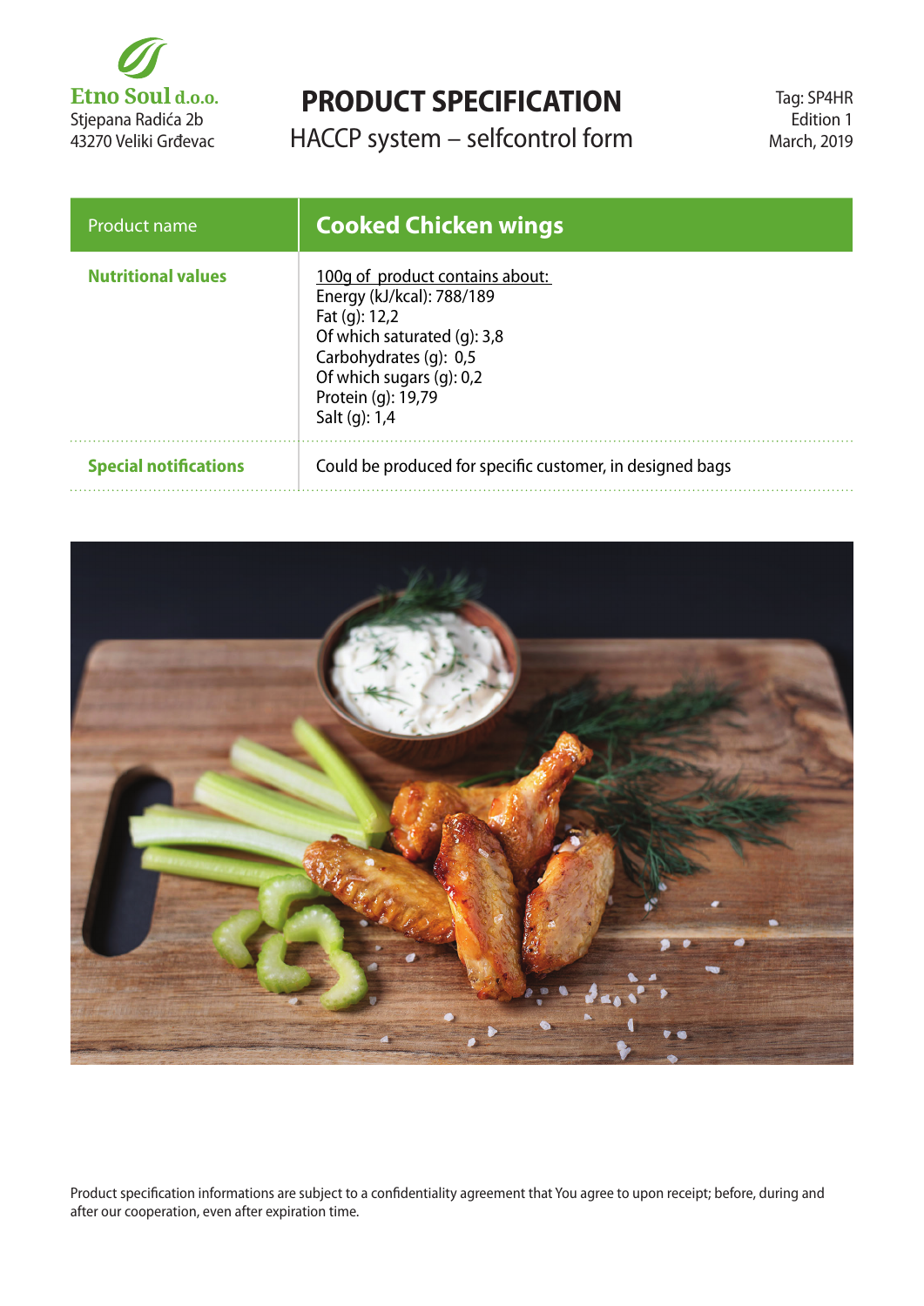Etno Soul d.o.o.
Stjepana Radića 2b
43270 Veliki Grđevac

# PRODUCT SPECIFICATION

HACCP system – selfcontrol form

Tag: SP4HR
Edition 1
March, 2019

| Product name | Cooked Chicken wings |
|---|---|
| **Nutritional values** | 100g of product contains about:<br>Energy (kJ/kcal): 788/189<br>Fat (g): 12,2<br>Of which saturated (g): 3,8<br>Carbohydrates (g): 0,5<br>Of which sugars (g): 0,2<br>Protein (g): 19,79<br>Salt (g): 1,4 |
| **Special notifications** | Could be produced for specific customer, in designed bags |

Product specification informations are subject to a confidentiality agreement that You agree to upon receipt; before, during and after our cooperation, even after expiration time.